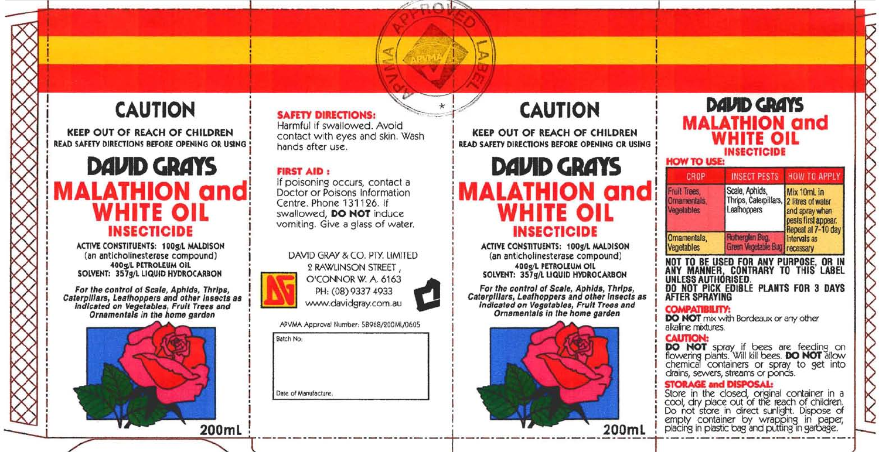APVMA APPROVED LABEL

# CAUTION

**KEEP OUT OF REACH OF CHILDREN**
**READ SAFETY DIRECTIONS BEFORE OPENING OR USING**

# DAVID GRAYS
# MALATHION and WHITE OIL
## INSECTICIDE

**ACTIVE CONSTITUENTS: 100g/L MALDISON**
(an anticholinesterase compound)
**400g/L PETROLEUM OIL**
**SOLVENT: 357g/L LIQUID HYDROCARBON**

***For the control of Scale, Aphids, Thrips, Caterpillars, Leafhoppers and other insects as indicated on Vegetables, Fruit Trees and Ornamentals in the home garden***

**200mL**

### SAFETY DIRECTIONS:

Harmful if swallowed. Avoid contact with eyes and skin. Wash hands after use.

### FIRST AID :

If poisoning occurs, contact a Doctor or Poisons Information Centre. Phone 131126. If swallowed, **DO NOT** induce vomiting. Give a glass of water.

DAVID GRAY & CO. PTY. LIMITED
2 RAWLINSON STREET ,
O'CONNOR W. A. 6163
PH: (08) 9337 4933
www.davidgray.com.au

APVMA Approval Number: 58968/200ML/0605

Batch No:

Date of Manufacture:

# CAUTION

**KEEP OUT OF REACH OF CHILDREN**
**READ SAFETY DIRECTIONS BEFORE OPENING OR USING**

# DAVID GRAYS
# MALATHION and WHITE OIL
## INSECTICIDE

**ACTIVE CONSTITUENTS: 100g/L MALDISON**
(an anticholinesterase compound)
**400g/L PETROLEUM OIL**
**SOLVENT: 357g/L LIQUID HYDROCARBON**

***For the control of Scale, Aphids, Thrips, Caterpillars, Leafhoppers and other insects as indicated on Vegetables, Fruit Trees and Ornamentals in the home garden***

**200mL**

# DAVID GRAYS
# MALATHION and WHITE OIL
## INSECTICIDE

### HOW TO USE:

| CROP | INSECT PESTS | HOW TO APPLY |
| --- | --- | --- |
| Fruit Trees, Ornamentals, Vegetables | Scale, Aphids, Thrips, Caterpillars, Leafhoppers | Mix 10mL in 2 litres of water and spray when pests first appear. Repeat at 7-10 day intervals as necessary |
| Ornamentals, Vegetables | Rutherglen Bug, Green Vegetable Bug | |

**NOT TO BE USED FOR ANY PURPOSE, OR IN ANY MANNER, CONTRARY TO THIS LABEL UNLESS AUTHORISED.**
**DO NOT PICK EDIBLE PLANTS FOR 3 DAYS AFTER SPRAYING**

### COMPATIBILITY:

**DO NOT** mix with Bordeaux or any other alkaline mixtures.

### CAUTION:

**DO NOT** spray if bees are feeding on flowering plants. Will kill bees. **DO NOT** allow chemical containers or spray to get into drains, sewers, streams or ponds.

### STORAGE and DISPOSAL:

Store in the closed, original container in a cool, dry place out of the reach of children. Do not store in direct sunlight. Dispose of empty container by wrapping in paper, placing in plastic bag and putting in garbage.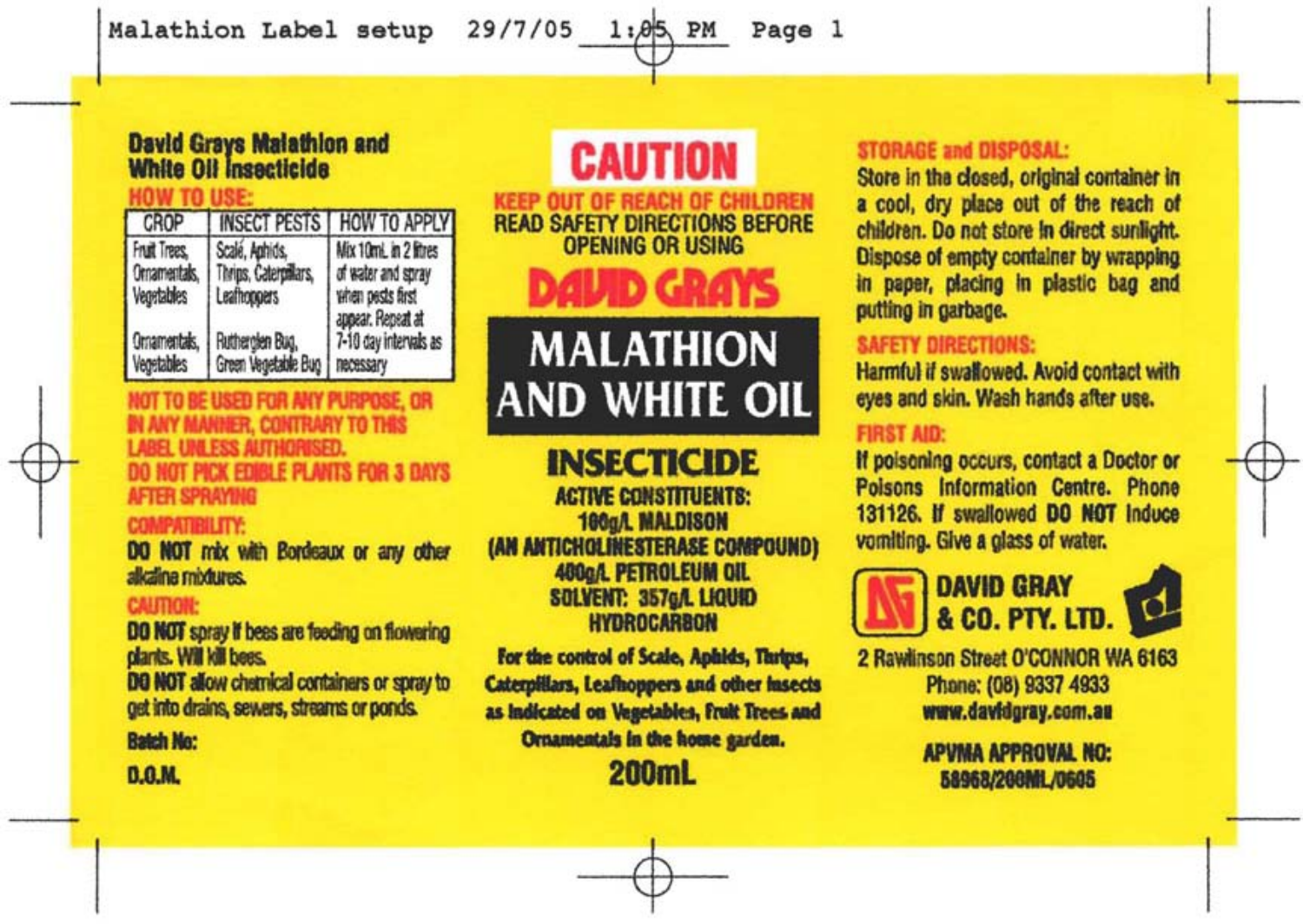## David Grays Malathion and White Oil Insecticide

### HOW TO USE:

| CROP | INSECT PESTS | HOW TO APPLY |
|---|---|---|
| Fruit Trees, Ornamentals, Vegetables | Scale, Aphids, Thrips, Caterpillars, Leafhoppers | Mix 10mL in 2 litres of water and spray when pests first appear. Repeat at 7-10 day intervals as necessary |
| Ornamentals, Vegetables | Rutherglen Bug, Green Vegetable Bug | |

**NOT TO BE USED FOR ANY PURPOSE, OR IN ANY MANNER, CONTRARY TO THIS LABEL UNLESS AUTHORISED.**

**DO NOT PICK EDIBLE PLANTS FOR 3 DAYS AFTER SPRAYING**

### COMPATIBILITY:

**DO NOT** mix with Bordeaux or any other alkaline mixtures.

### CAUTION:

**DO NOT** spray if bees are feeding on flowering plants. Will kill bees.

**DO NOT** allow chemical containers or spray to get into drains, sewers, streams or ponds.

Batch No:

D.O.M.

# CAUTION

**KEEP OUT OF REACH OF CHILDREN**

**READ SAFETY DIRECTIONS BEFORE OPENING OR USING**

# DAVID GRAYS

# MALATHION AND WHITE OIL

## INSECTICIDE

**ACTIVE CONSTITUENTS:**
**100g/L MALDISON**
**(AN ANTICHOLINESTERASE COMPOUND)**
**400g/L PETROLEUM OIL**
**SOLVENT: 357g/L LIQUID HYDROCARBON**

For the control of Scale, Aphids, Thrips, Caterpillars, Leafhoppers and other insects as indicated on Vegetables, Fruit Trees and Ornamentals in the home garden.

**200mL**

### STORAGE and DISPOSAL:

Store in the closed, original container in a cool, dry place out of the reach of children. Do not store in direct sunlight. Dispose of empty container by wrapping in paper, placing in plastic bag and putting in garbage.

### SAFETY DIRECTIONS:

Harmful if swallowed. Avoid contact with eyes and skin. Wash hands after use.

### FIRST AID:

If poisoning occurs, contact a Doctor or Poisons Information Centre. Phone 131126. If swallowed **DO NOT** induce vomiting. Give a glass of water.

**DAVID GRAY & CO. PTY. LTD.**

2 Rawlinson Street O'CONNOR WA 6163
Phone: (08) 9337 4933
www.davidgray.com.au

**APVMA APPROVAL NO: 58968/200ML/0605**